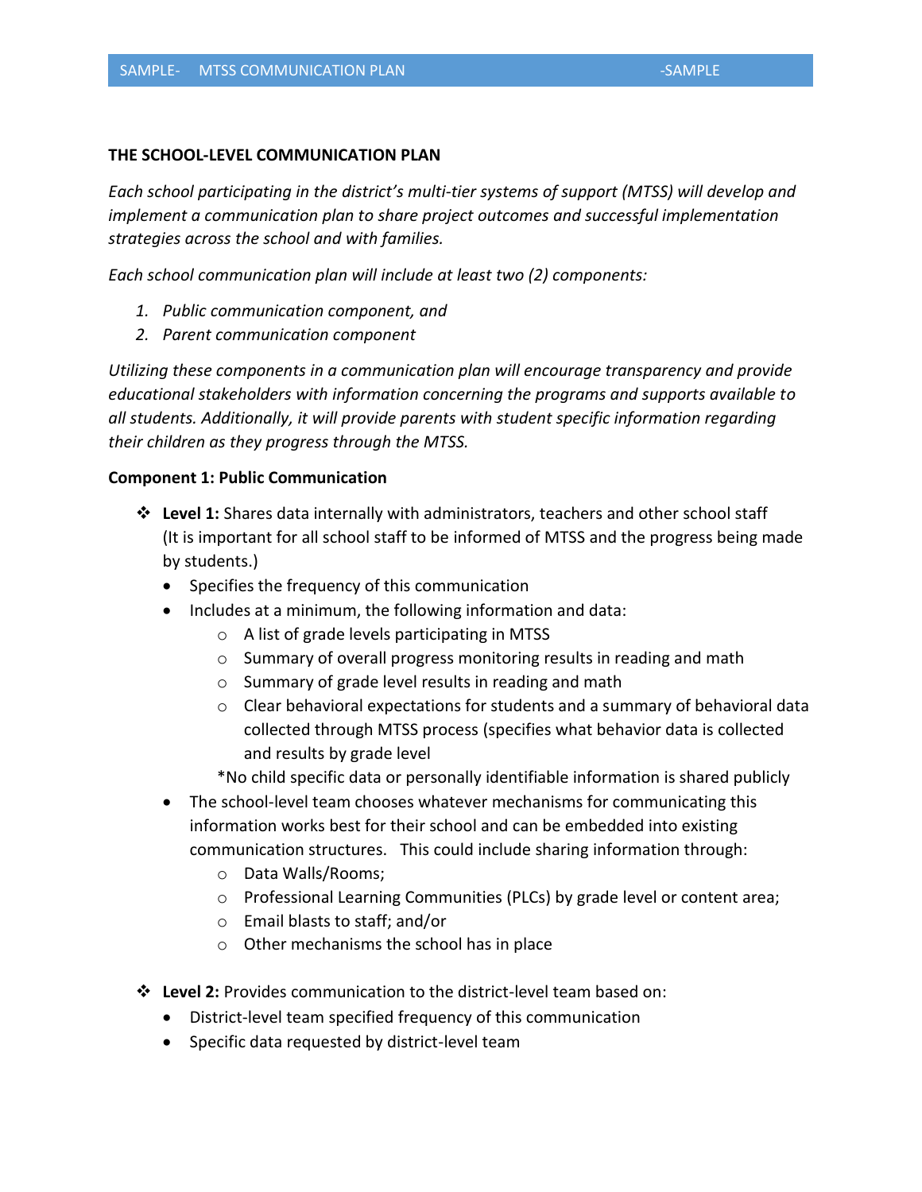**THE SCHOOL-LEVEL COMMUNICATION PLAN**

*Each school participating in the district's multi-tier systems of support (MTSS) will develop and implement a communication plan to share project outcomes and successful implementation strategies across the school and with families.*

*Each school communication plan will include at least two (2) components:*

1. *Public communication component, and*
2. *Parent communication component*

*Utilizing these components in a communication plan will encourage transparency and provide educational stakeholders with information concerning the programs and supports available to all students. Additionally, it will provide parents with student specific information regarding their children as they progress through the MTSS.*

**Component 1: Public Communication**

- **Level 1:** Shares data internally with administrators, teachers and other school staff (It is important for all school staff to be informed of MTSS and the progress being made by students.)
  - Specifies the frequency of this communication
  - Includes at a minimum, the following information and data:
    - A list of grade levels participating in MTSS
    - Summary of overall progress monitoring results in reading and math
    - Summary of grade level results in reading and math
    - Clear behavioral expectations for students and a summary of behavioral data collected through MTSS process (specifies what behavior data is collected and results by grade level

    *No child specific data or personally identifiable information is shared publicly
  - The school-level team chooses whatever mechanisms for communicating this information works best for their school and can be embedded into existing communication structures. This could include sharing information through:
    - Data Walls/Rooms;
    - Professional Learning Communities (PLCs) by grade level or content area;
    - Email blasts to staff; and/or
    - Other mechanisms the school has in place

- **Level 2:** Provides communication to the district-level team based on:
  - District-level team specified frequency of this communication
  - Specific data requested by district-level team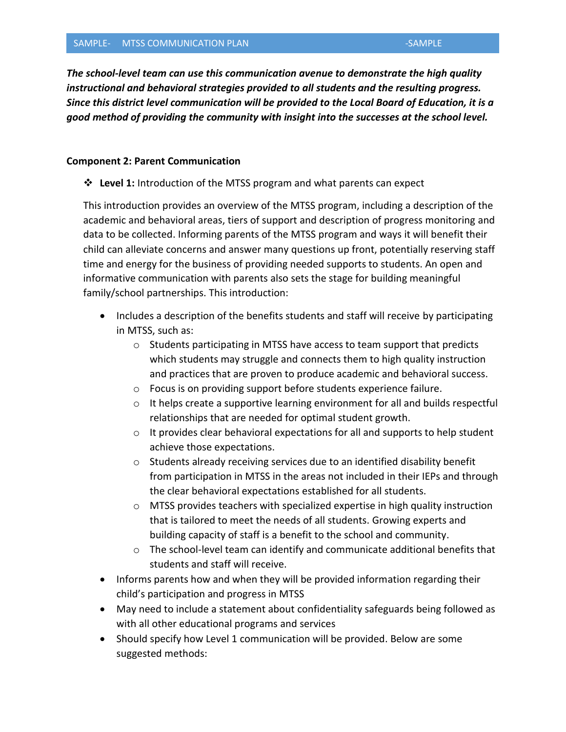***The school-level team can use this communication avenue to demonstrate the high quality instructional and behavioral strategies provided to all students and the resulting progress. Since this district level communication will be provided to the Local Board of Education, it is a good method of providing the community with insight into the successes at the school level.***

**Component 2: Parent Communication**

- **Level 1:** Introduction of the MTSS program and what parents can expect

  This introduction provides an overview of the MTSS program, including a description of the academic and behavioral areas, tiers of support and description of progress monitoring and data to be collected. Informing parents of the MTSS program and ways it will benefit their child can alleviate concerns and answer many questions up front, potentially reserving staff time and energy for the business of providing needed supports to students. An open and informative communication with parents also sets the stage for building meaningful family/school partnerships. This introduction:

  - Includes a description of the benefits students and staff will receive by participating in MTSS, such as:
    - Students participating in MTSS have access to team support that predicts which students may struggle and connects them to high quality instruction and practices that are proven to produce academic and behavioral success.
    - Focus is on providing support before students experience failure.
    - It helps create a supportive learning environment for all and builds respectful relationships that are needed for optimal student growth.
    - It provides clear behavioral expectations for all and supports to help student achieve those expectations.
    - Students already receiving services due to an identified disability benefit from participation in MTSS in the areas not included in their IEPs and through the clear behavioral expectations established for all students.
    - MTSS provides teachers with specialized expertise in high quality instruction that is tailored to meet the needs of all students. Growing experts and building capacity of staff is a benefit to the school and community.
    - The school-level team can identify and communicate additional benefits that students and staff will receive.
  - Informs parents how and when they will be provided information regarding their child's participation and progress in MTSS
  - May need to include a statement about confidentiality safeguards being followed as with all other educational programs and services
  - Should specify how Level 1 communication will be provided. Below are some suggested methods: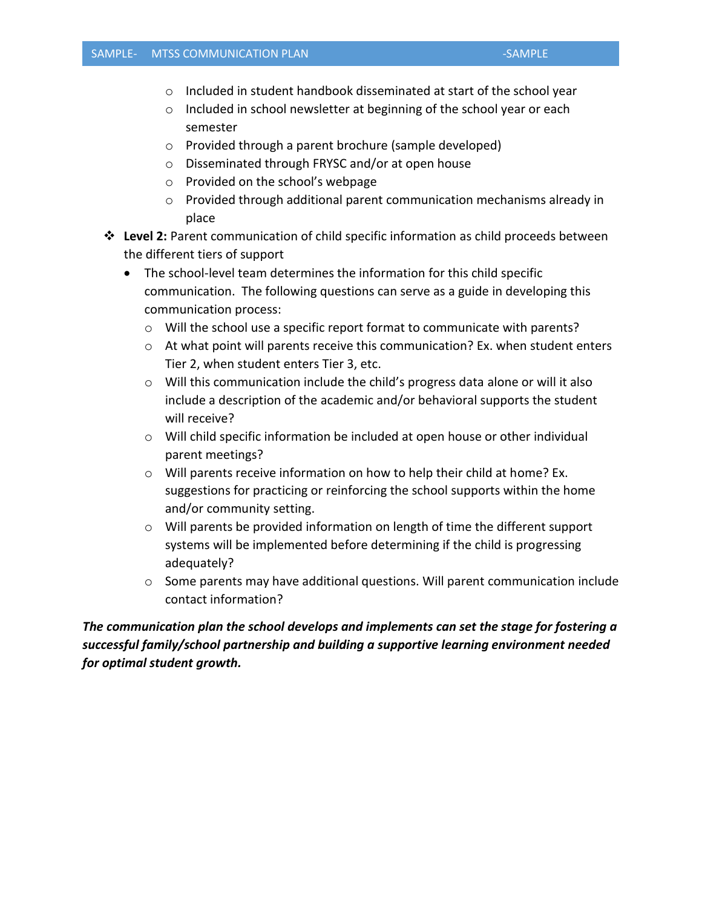- Included in student handbook disseminated at start of the school year
    - Included in school newsletter at beginning of the school year or each semester
    - Provided through a parent brochure (sample developed)
    - Disseminated through FRYSC and/or at open house
    - Provided on the school's webpage
    - Provided through additional parent communication mechanisms already in place

- **Level 2:** Parent communication of child specific information as child proceeds between the different tiers of support
  - The school-level team determines the information for this child specific communication. The following questions can serve as a guide in developing this communication process:
    - Will the school use a specific report format to communicate with parents?
    - At what point will parents receive this communication? Ex. when student enters Tier 2, when student enters Tier 3, etc.
    - Will this communication include the child's progress data alone or will it also include a description of the academic and/or behavioral supports the student will receive?
    - Will child specific information be included at open house or other individual parent meetings?
    - Will parents receive information on how to help their child at home? Ex. suggestions for practicing or reinforcing the school supports within the home and/or community setting.
    - Will parents be provided information on length of time the different support systems will be implemented before determining if the child is progressing adequately?
    - Some parents may have additional questions. Will parent communication include contact information?

***The communication plan the school develops and implements can set the stage for fostering a successful family/school partnership and building a supportive learning environment needed for optimal student growth.***